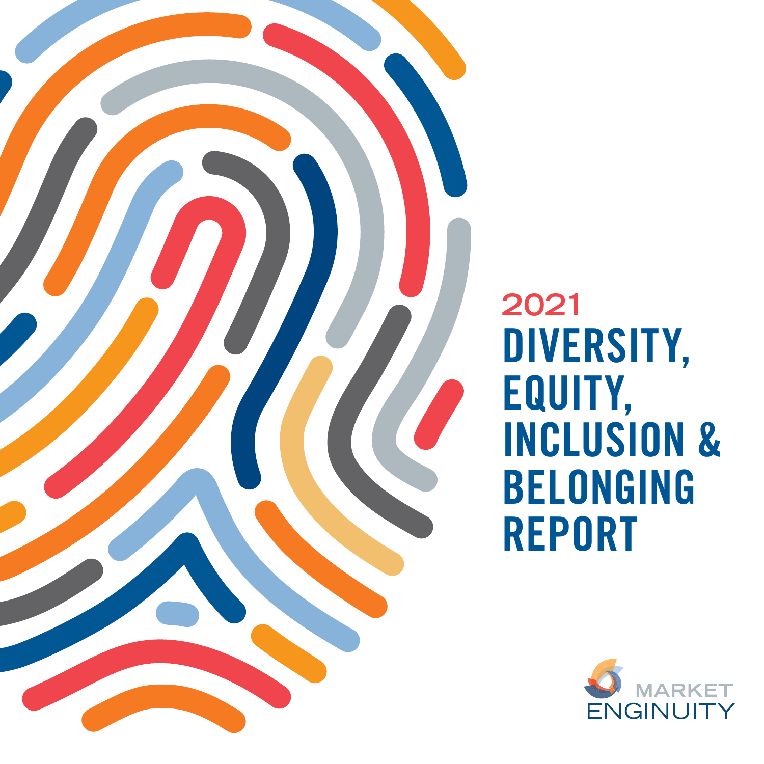2021

# DIVERSITY, EQUITY, INCLUSION & BELONGING REPORT

MARKET ENGINUITY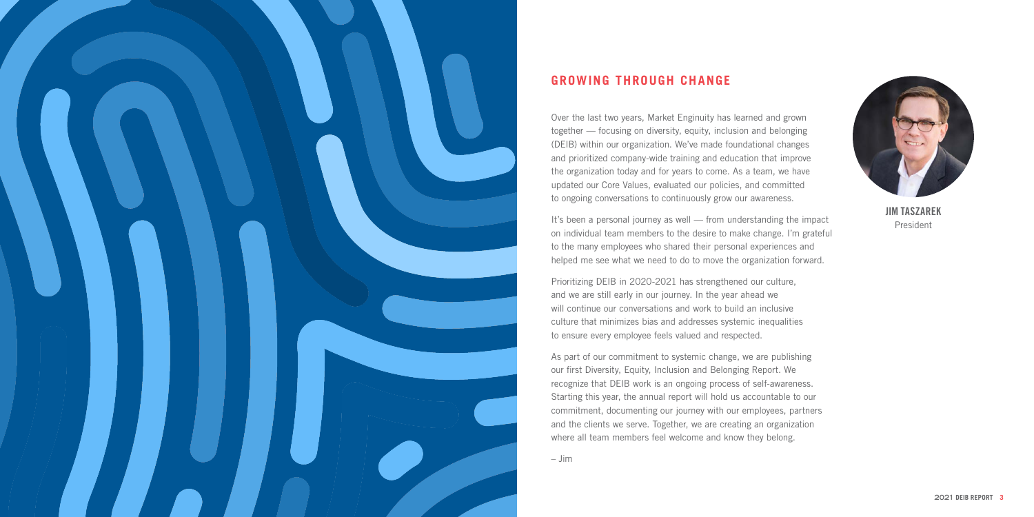## GROWING THROUGH CHANGE

**JIM TASZAREK**
President

Over the last two years, Market Enginuity has learned and grown together — focusing on diversity, equity, inclusion and belonging (DEIB) within our organization. We've made foundational changes and prioritized company-wide training and education that improve the organization today and for years to come. As a team, we have updated our Core Values, evaluated our policies, and committed to ongoing conversations to continuously grow our awareness.

It's been a personal journey as well — from understanding the impact on individual team members to the desire to make change. I'm grateful to the many employees who shared their personal experiences and helped me see what we need to do to move the organization forward.

Prioritizing DEIB in 2020-2021 has strengthened our culture, and we are still early in our journey. In the year ahead we will continue our conversations and work to build an inclusive culture that minimizes bias and addresses systemic inequalities to ensure every employee feels valued and respected.

As part of our commitment to systemic change, we are publishing our first Diversity, Equity, Inclusion and Belonging Report. We recognize that DEIB work is an ongoing process of self-awareness. Starting this year, the annual report will hold us accountable to our commitment, documenting our journey with our employees, partners and the clients we serve. Together, we are creating an organization where all team members feel welcome and know they belong.

– Jim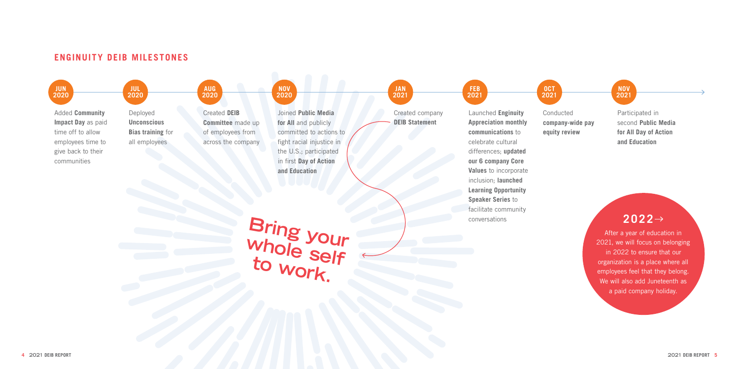## ENGINUITY DEIB MILESTONES

**JUN 2020**
Added **Community Impact Day** as paid time off to allow employees time to give back to their communities

**JUL 2020**
Deployed **Unconscious Bias training** for all employees

**AUG 2020**
Created **DEIB Committee** made up of employees from across the company

**NOV 2020**
Joined **Public Media for All** and publicly committed to actions to fight racial injustice in the U.S.; participated in first **Day of Action and Education**

**JAN 2021**
Created company **DEIB Statement**

**FEB 2021**
Launched **Enginuity Appreciation monthly communications** to celebrate cultural differences; **updated our 6 company Core Values** to incorporate inclusion; **launched Learning Opportunity Speaker Series** to facilitate community conversations

**OCT 2021**
Conducted **company-wide pay equity review**

**NOV 2021**
Participated in second **Public Media for All Day of Action and Education**

Bring your whole self to work.

## 2022→

After a year of education in 2021, we will focus on belonging in 2022 to ensure that our organization is a place where all employees feel that they belong. We will also add Juneteenth as a paid company holiday.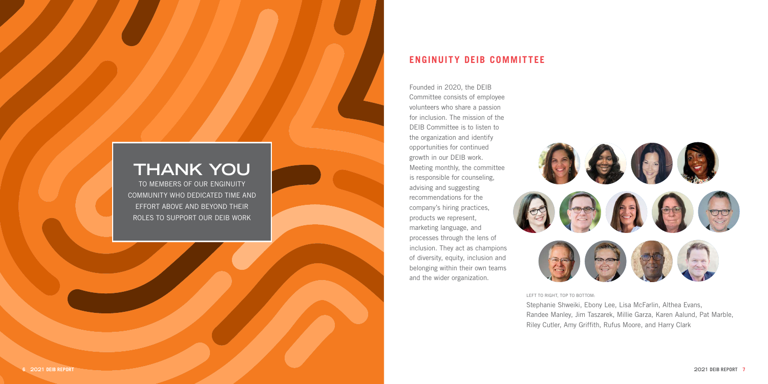# THANK YOU

TO MEMBERS OF OUR ENGINUITY COMMUNITY WHO DEDICATED TIME AND EFFORT ABOVE AND BEYOND THEIR ROLES TO SUPPORT OUR DEIB WORK

## ENGINUITY DEIB COMMITTEE

Founded in 2020, the DEIB Committee consists of employee volunteers who share a passion for inclusion. The mission of the DEIB Committee is to listen to the organization and identify opportunities for continued growth in our DEIB work. Meeting monthly, the committee is responsible for counseling, advising and suggesting recommendations for the company's hiring practices, products we represent, marketing language, and processes through the lens of inclusion. They act as champions of diversity, equity, inclusion and belonging within their own teams and the wider organization.

LEFT TO RIGHT, TOP TO BOTTOM:

Stephanie Shweiki, Ebony Lee, Lisa McFarlin, Althea Evans, Randee Manley, Jim Taszarek, Millie Garza, Karen Aalund, Pat Marble, Riley Cutler, Amy Griffith, Rufus Moore, and Harry Clark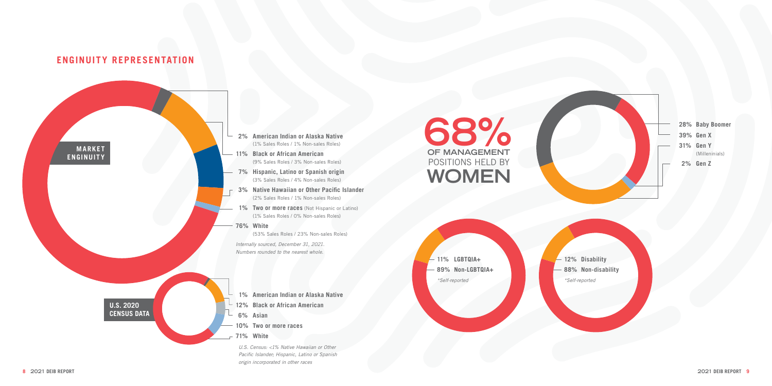## ENGINUITY REPRESENTATION

**MARKET ENGINUITY**

- **2% American Indian or Alaska Native** (1% Sales Roles / 1% Non-sales Roles)
- **11% Black or African American** (9% Sales Roles / 3% Non-sales Roles)
- **7% Hispanic, Latino or Spanish origin** (3% Sales Roles / 4% Non-sales Roles)
- **3% Native Hawaiian or Other Pacific Islander** (2% Sales Roles / 1% Non-sales Roles)
- **1% Two or more races** (Not Hispanic or Latino) (1% Sales Roles / 0% Non-sales Roles)
- **76% White** (53% Sales Roles / 23% Non-sales Roles)

*Internally sourced, December 31, 2021. Numbers rounded to the nearest whole.*

**U.S. 2020 CENSUS DATA**

- **1% American Indian or Alaska Native**
- **12% Black or African American**
- **6% Asian**
- **10% Two or more races**
- **71% White**

*U.S. Census: <1% Native Hawaiian or Other Pacific Islander; Hispanic, Latino or Spanish origin incorporated in other races*

**68%** OF MANAGEMENT POSITIONS HELD BY **WOMEN**

- **28% Baby Boomer**
- **39% Gen X**
- **31% Gen Y** (Millenials)
- **2% Gen Z**

- **11% LGBTQIA+**
- **89% Non-LGBTQIA+**

*\*Self-reported*

- **12% Disability**
- **88% Non-disability**

*\*Self-reported*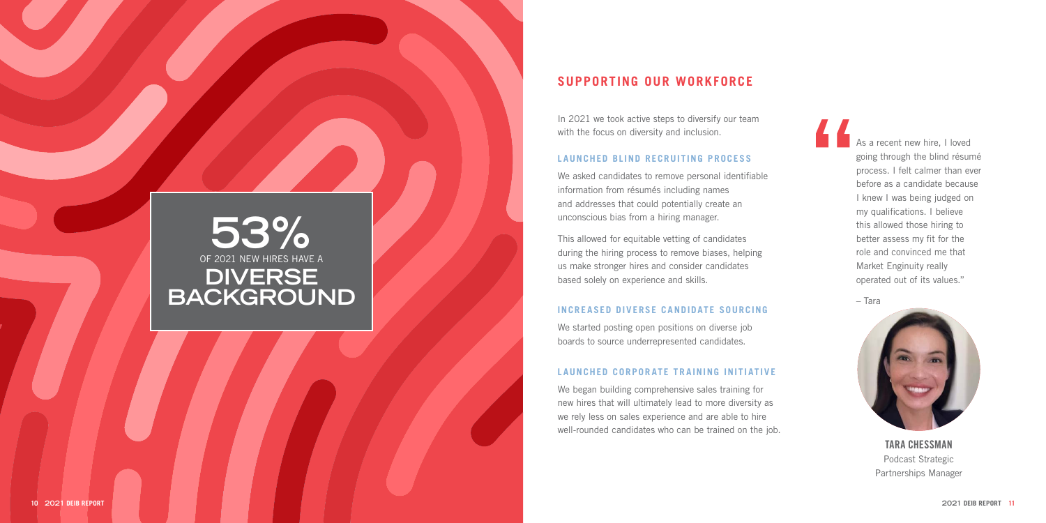**53%** OF 2021 NEW HIRES HAVE A **DIVERSE BACKGROUND**

## SUPPORTING OUR WORKFORCE

In 2021 we took active steps to diversify our team with the focus on diversity and inclusion.

### LAUNCHED BLIND RECRUITING PROCESS

We asked candidates to remove personal identifiable information from résumés including names and addresses that could potentially create an unconscious bias from a hiring manager.

This allowed for equitable vetting of candidates during the hiring process to remove biases, helping us make stronger hires and consider candidates based solely on experience and skills.

### INCREASED DIVERSE CANDIDATE SOURCING

We started posting open positions on diverse job boards to source underrepresented candidates.

### LAUNCHED CORPORATE TRAINING INITIATIVE

We began building comprehensive sales training for new hires that will ultimately lead to more diversity as we rely less on sales experience and are able to hire well-rounded candidates who can be trained on the job.

> "As a recent new hire, I loved going through the blind résumé process. I felt calmer than ever before as a candidate because I knew I was being judged on my qualifications. I believe this allowed those hiring to better assess my fit for the role and convinced me that Market Enginuity really operated out of its values."
>
> – Tara

**TARA CHESSMAN**
Podcast Strategic Partnerships Manager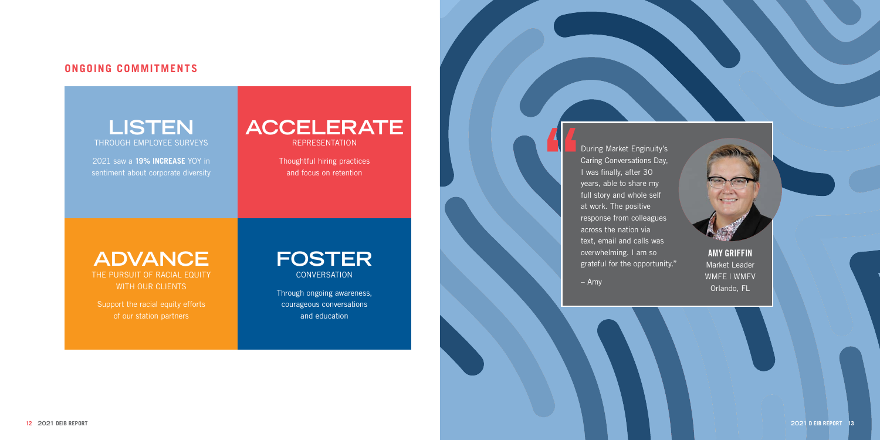## ONGOING COMMITMENTS

### LISTEN
THROUGH EMPLOYEE SURVEYS

2021 saw a **19% INCREASE** YOY in sentiment about corporate diversity

### ACCELERATE
REPRESENTATION

Thoughtful hiring practices and focus on retention

### ADVANCE
THE PURSUIT OF RACIAL EQUITY WITH OUR CLIENTS

Support the racial equity efforts of our station partners

### FOSTER
CONVERSATION

Through ongoing awareness, courageous conversations and education

"During Market Enginuity's Caring Conversations Day, I was finally, after 30 years, able to share my full story and whole self at work. The positive response from colleagues across the nation via text, email and calls was overwhelming. I am so grateful for the opportunity."

– Amy

**AMY GRIFFIN**
Market Leader
WMFE | WMFV
Orlando, FL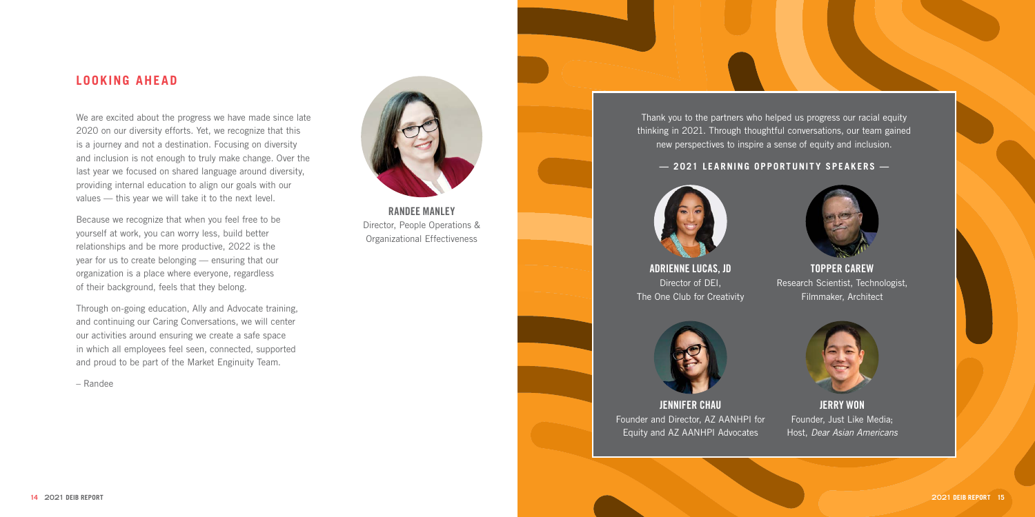## LOOKING AHEAD

We are excited about the progress we have made since late 2020 on our diversity efforts. Yet, we recognize that this is a journey and not a destination. Focusing on diversity and inclusion is not enough to truly make change. Over the last year we focused on shared language around diversity, providing internal education to align our goals with our values — this year we will take it to the next level.

Because we recognize that when you feel free to be yourself at work, you can worry less, build better relationships and be more productive, 2022 is the year for us to create belonging — ensuring that our organization is a place where everyone, regardless of their background, feels that they belong.

Through on-going education, Ally and Advocate training, and continuing our Caring Conversations, we will center our activities around ensuring we create a safe space in which all employees feel seen, connected, supported and proud to be part of the Market Enginuity Team.

– Randee

**RANDEE MANLEY**
Director, People Operations & Organizational Effectiveness

Thank you to the partners who helped us progress our racial equity thinking in 2021. Through thoughtful conversations, our team gained new perspectives to inspire a sense of equity and inclusion.

**— 2021 LEARNING OPPORTUNITY SPEAKERS —**

**ADRIENNE LUCAS, JD**
Director of DEI,
The One Club for Creativity

**TOPPER CAREW**
Research Scientist, Technologist, Filmmaker, Architect

**JENNIFER CHAU**
Founder and Director, AZ AANHPI for Equity and AZ AANHPI Advocates

**JERRY WON**
Founder, Just Like Media;
Host, *Dear Asian Americans*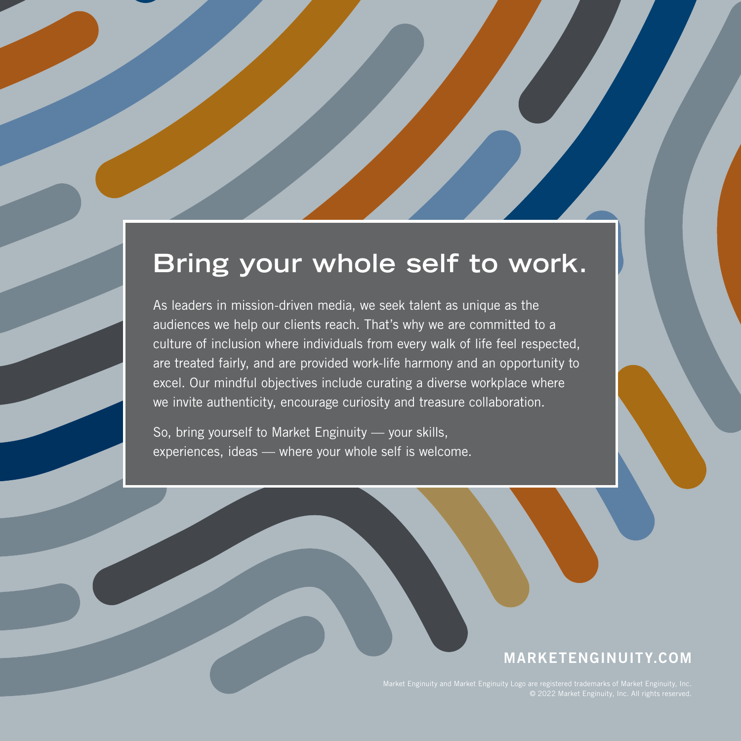# Bring your whole self to work.

As leaders in mission-driven media, we seek talent as unique as the audiences we help our clients reach. That's why we are committed to a culture of inclusion where individuals from every walk of life feel respected, are treated fairly, and are provided work-life harmony and an opportunity to excel. Our mindful objectives include curating a diverse workplace where we invite authenticity, encourage curiosity and treasure collaboration.

So, bring yourself to Market Enginuity — your skills, experiences, ideas — where your whole self is welcome.

**MARKETENGINUITY.COM**

Market Enginuity and Market Enginuity Logo are registered trademarks of Market Enginuity, Inc.
© 2022 Market Enginuity, Inc. All rights reserved.